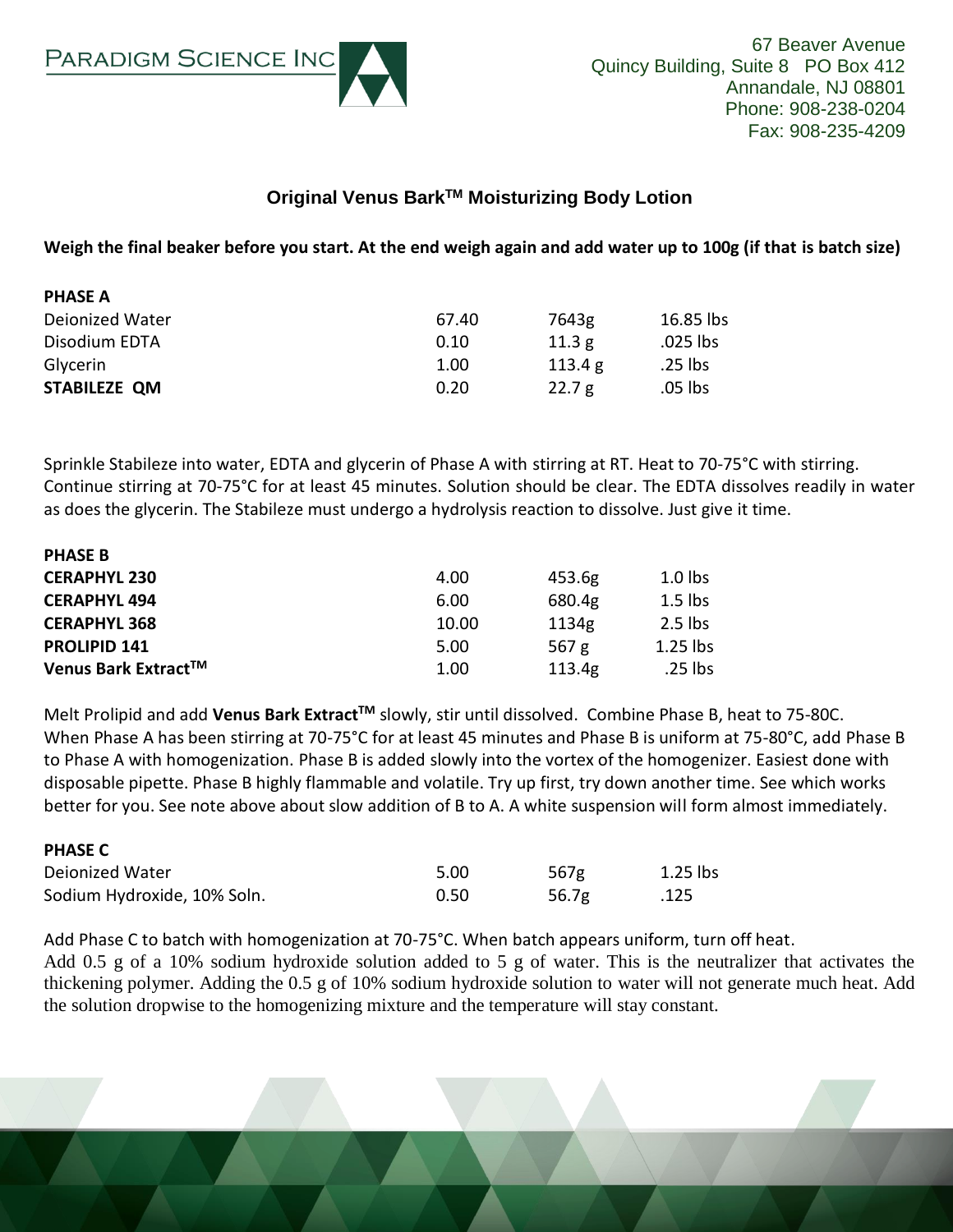PARADIGM SCIENCE INC

67 Beaver Avenue
Quincy Building, Suite 8 PO Box 412
Annandale, NJ 08801
Phone: 908-238-0204
Fax: 908-235-4209

## Original Venus Bark™ Moisturizing Body Lotion

**Weigh the final beaker before you start. At the end weigh again and add water up to 100g (if that is batch size)**

| **PHASE A** | | | |
|---|---|---|---|
| Deionized Water | 67.40 | 7643g | 16.85 lbs |
| Disodium EDTA | 0.10 | 11.3 g | .025 lbs |
| Glycerin | 1.00 | 113.4 g | .25 lbs |
| **STABILEZE QM** | 0.20 | 22.7 g | .05 lbs |

Sprinkle Stabileze into water, EDTA and glycerin of Phase A with stirring at RT. Heat to 70-75°C with stirring. Continue stirring at 70-75°C for at least 45 minutes. Solution should be clear. The EDTA dissolves readily in water as does the glycerin. The Stabileze must undergo a hydrolysis reaction to dissolve. Just give it time.

| **PHASE B** | | | |
|---|---|---|---|
| **CERAPHYL 230** | 4.00 | 453.6g | 1.0 lbs |
| **CERAPHYL 494** | 6.00 | 680.4g | 1.5 lbs |
| **CERAPHYL 368** | 10.00 | 1134g | 2.5 lbs |
| **PROLIPID 141** | 5.00 | 567 g | 1.25 lbs |
| **Venus Bark Extract™** | 1.00 | 113.4g | .25 lbs |

Melt Prolipid and add **Venus Bark Extract™** slowly, stir until dissolved. Combine Phase B, heat to 75-80C. When Phase A has been stirring at 70-75°C for at least 45 minutes and Phase B is uniform at 75-80°C, add Phase B to Phase A with homogenization. Phase B is added slowly into the vortex of the homogenizer. Easiest done with disposable pipette. Phase B highly flammable and volatile. Try up first, try down another time. See which works better for you. See note above about slow addition of B to A. A white suspension will form almost immediately.

| **PHASE C** | | | |
|---|---|---|---|
| Deionized Water | 5.00 | 567g | 1.25 lbs |
| Sodium Hydroxide, 10% Soln. | 0.50 | 56.7g | .125 |

Add Phase C to batch with homogenization at 70-75°C. When batch appears uniform, turn off heat.
Add 0.5 g of a 10% sodium hydroxide solution added to 5 g of water. This is the neutralizer that activates the thickening polymer. Adding the 0.5 g of 10% sodium hydroxide solution to water will not generate much heat. Add the solution dropwise to the homogenizing mixture and the temperature will stay constant.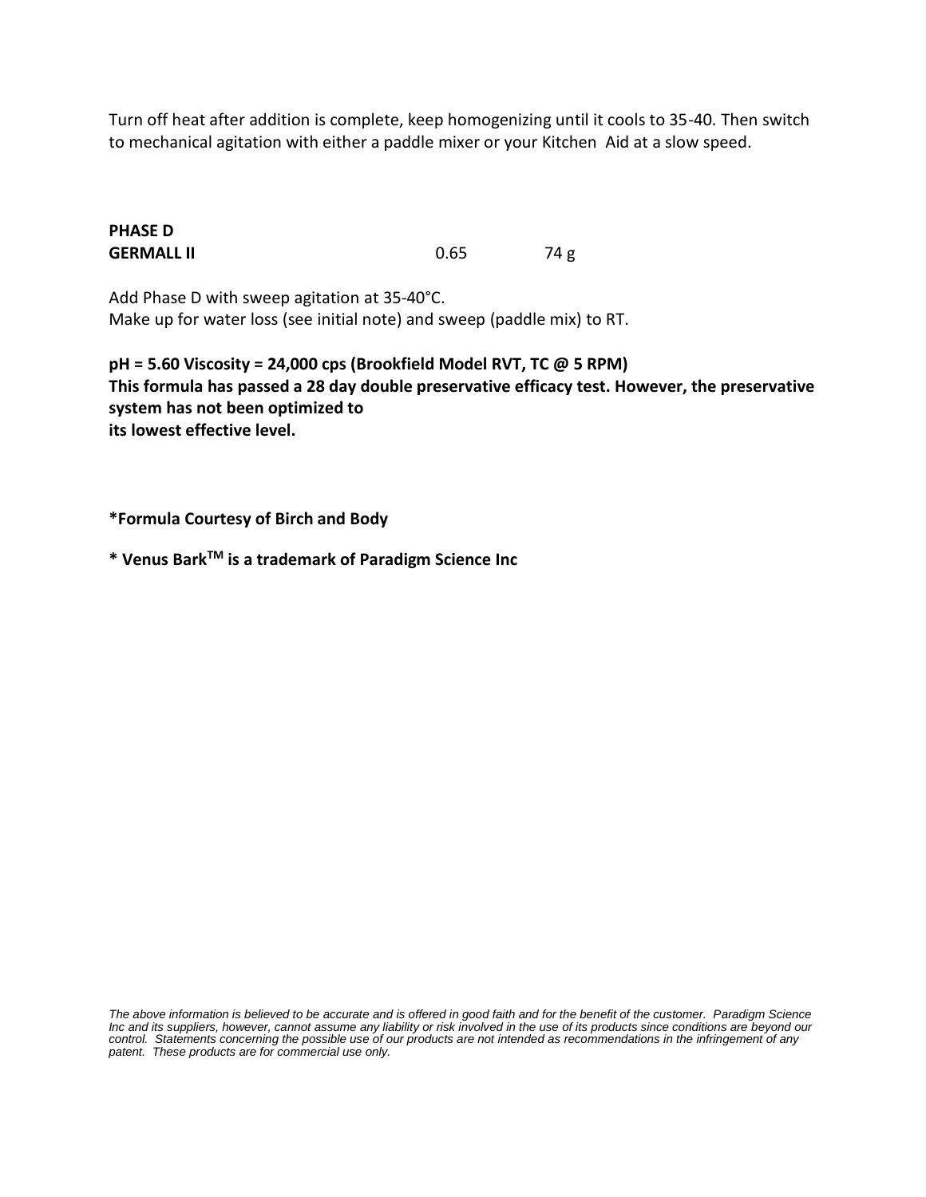Turn off heat after addition is complete, keep homogenizing until it cools to 35-40. Then switch to mechanical agitation with either a paddle mixer or your Kitchen  Aid at a slow speed.

| | | |
|---|---|---|
| **PHASE D** | | |
| **GERMALL II** | 0.65 | 74 g |

Add Phase D with sweep agitation at 35-40°C.
Make up for water loss (see initial note) and sweep (paddle mix) to RT.

**pH = 5.60 Viscosity = 24,000 cps (Brookfield Model RVT, TC @ 5 RPM)**
**This formula has passed a 28 day double preservative efficacy test. However, the preservative system has not been optimized to**
**its lowest effective level.**

***Formula Courtesy of Birch and Body**

*** Venus Bark™ is a trademark of Paradigm Science Inc**

*The above information is believed to be accurate and is offered in good faith and for the benefit of the customer. Paradigm Science Inc and its suppliers, however, cannot assume any liability or risk involved in the use of its products since conditions are beyond our control. Statements concerning the possible use of our products are not intended as recommendations in the infringement of any patent. These products are for commercial use only.*